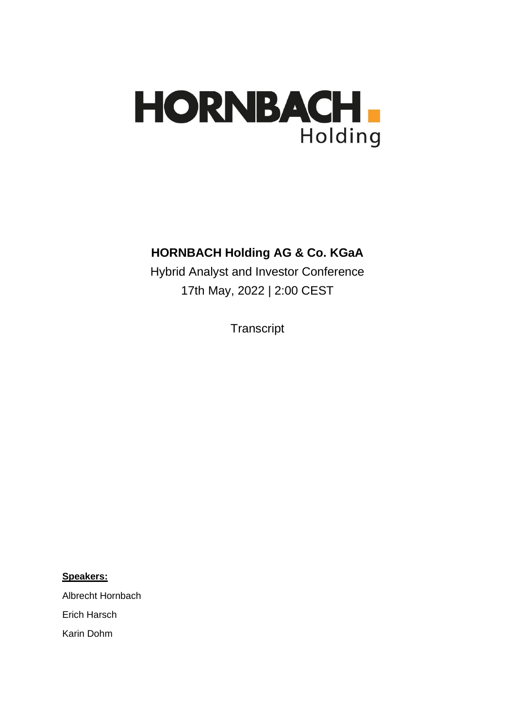# HORNBACH Holding

**HORNBACH Holding AG & Co. KGaA**

Hybrid Analyst and Investor Conference

17th May, 2022 | 2:00 CEST

Transcript

**Speakers:**

Albrecht Hornbach

Erich Harsch

Karin Dohm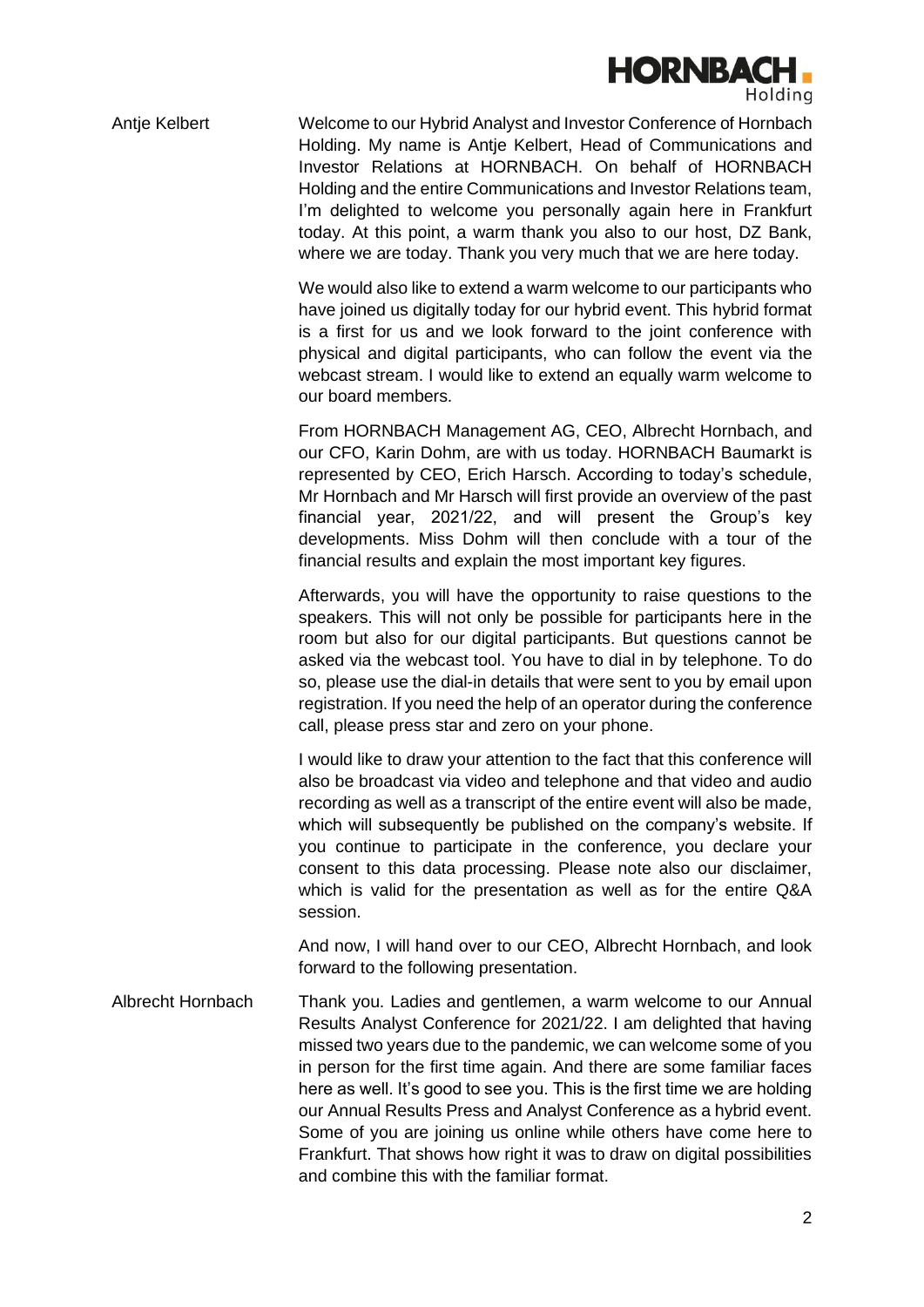**Antje Kelbert**

Welcome to our Hybrid Analyst and Investor Conference of Hornbach Holding. My name is Antje Kelbert, Head of Communications and Investor Relations at HORNBACH. On behalf of HORNBACH Holding and the entire Communications and Investor Relations team, I'm delighted to welcome you personally again here in Frankfurt today. At this point, a warm thank you also to our host, DZ Bank, where we are today. Thank you very much that we are here today.

We would also like to extend a warm welcome to our participants who have joined us digitally today for our hybrid event. This hybrid format is a first for us and we look forward to the joint conference with physical and digital participants, who can follow the event via the webcast stream. I would like to extend an equally warm welcome to our board members.

From HORNBACH Management AG, CEO, Albrecht Hornbach, and our CFO, Karin Dohm, are with us today. HORNBACH Baumarkt is represented by CEO, Erich Harsch. According to today's schedule, Mr Hornbach and Mr Harsch will first provide an overview of the past financial year, 2021/22, and will present the Group's key developments. Miss Dohm will then conclude with a tour of the financial results and explain the most important key figures.

Afterwards, you will have the opportunity to raise questions to the speakers. This will not only be possible for participants here in the room but also for our digital participants. But questions cannot be asked via the webcast tool. You have to dial in by telephone. To do so, please use the dial-in details that were sent to you by email upon registration. If you need the help of an operator during the conference call, please press star and zero on your phone.

I would like to draw your attention to the fact that this conference will also be broadcast via video and telephone and that video and audio recording as well as a transcript of the entire event will also be made, which will subsequently be published on the company's website. If you continue to participate in the conference, you declare your consent to this data processing. Please note also our disclaimer, which is valid for the presentation as well as for the entire Q&A session.

And now, I will hand over to our CEO, Albrecht Hornbach, and look forward to the following presentation.

**Albrecht Hornbach**

Thank you. Ladies and gentlemen, a warm welcome to our Annual Results Analyst Conference for 2021/22. I am delighted that having missed two years due to the pandemic, we can welcome some of you in person for the first time again. And there are some familiar faces here as well. It's good to see you. This is the first time we are holding our Annual Results Press and Analyst Conference as a hybrid event. Some of you are joining us online while others have come here to Frankfurt. That shows how right it was to draw on digital possibilities and combine this with the familiar format.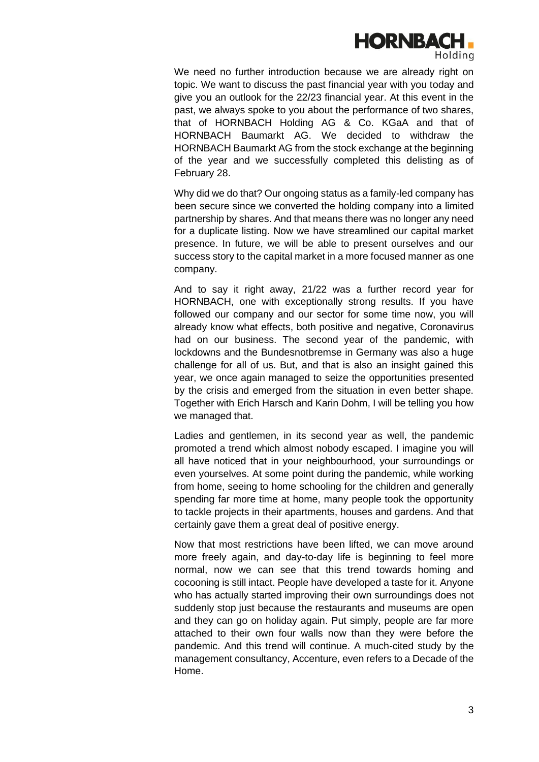We need no further introduction because we are already right on topic. We want to discuss the past financial year with you today and give you an outlook for the 22/23 financial year. At this event in the past, we always spoke to you about the performance of two shares, that of HORNBACH Holding AG & Co. KGaA and that of HORNBACH Baumarkt AG. We decided to withdraw the HORNBACH Baumarkt AG from the stock exchange at the beginning of the year and we successfully completed this delisting as of February 28.

Why did we do that? Our ongoing status as a family-led company has been secure since we converted the holding company into a limited partnership by shares. And that means there was no longer any need for a duplicate listing. Now we have streamlined our capital market presence. In future, we will be able to present ourselves and our success story to the capital market in a more focused manner as one company.

And to say it right away, 21/22 was a further record year for HORNBACH, one with exceptionally strong results. If you have followed our company and our sector for some time now, you will already know what effects, both positive and negative, Coronavirus had on our business. The second year of the pandemic, with lockdowns and the Bundesnotbremse in Germany was also a huge challenge for all of us. But, and that is also an insight gained this year, we once again managed to seize the opportunities presented by the crisis and emerged from the situation in even better shape. Together with Erich Harsch and Karin Dohm, I will be telling you how we managed that.

Ladies and gentlemen, in its second year as well, the pandemic promoted a trend which almost nobody escaped. I imagine you will all have noticed that in your neighbourhood, your surroundings or even yourselves. At some point during the pandemic, while working from home, seeing to home schooling for the children and generally spending far more time at home, many people took the opportunity to tackle projects in their apartments, houses and gardens. And that certainly gave them a great deal of positive energy.

Now that most restrictions have been lifted, we can move around more freely again, and day-to-day life is beginning to feel more normal, now we can see that this trend towards homing and cocooning is still intact. People have developed a taste for it. Anyone who has actually started improving their own surroundings does not suddenly stop just because the restaurants and museums are open and they can go on holiday again. Put simply, people are far more attached to their own four walls now than they were before the pandemic. And this trend will continue. A much-cited study by the management consultancy, Accenture, even refers to a Decade of the Home.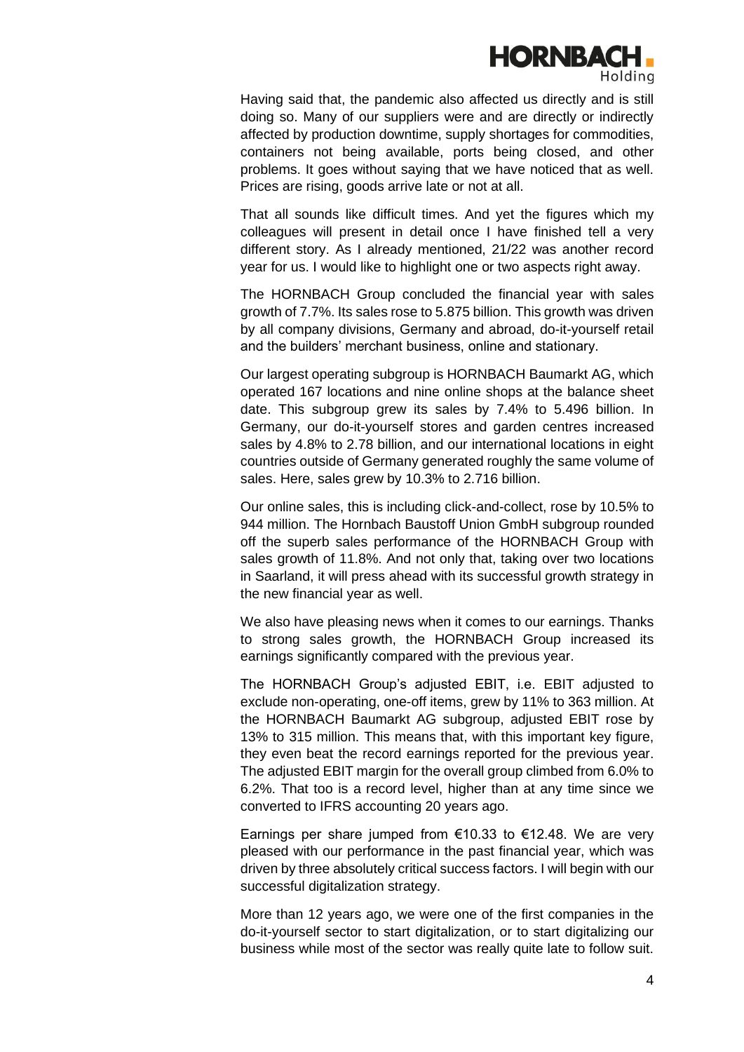Having said that, the pandemic also affected us directly and is still doing so. Many of our suppliers were and are directly or indirectly affected by production downtime, supply shortages for commodities, containers not being available, ports being closed, and other problems. It goes without saying that we have noticed that as well. Prices are rising, goods arrive late or not at all.

That all sounds like difficult times. And yet the figures which my colleagues will present in detail once I have finished tell a very different story. As I already mentioned, 21/22 was another record year for us. I would like to highlight one or two aspects right away.

The HORNBACH Group concluded the financial year with sales growth of 7.7%. Its sales rose to 5.875 billion. This growth was driven by all company divisions, Germany and abroad, do-it-yourself retail and the builders' merchant business, online and stationary.

Our largest operating subgroup is HORNBACH Baumarkt AG, which operated 167 locations and nine online shops at the balance sheet date. This subgroup grew its sales by 7.4% to 5.496 billion. In Germany, our do-it-yourself stores and garden centres increased sales by 4.8% to 2.78 billion, and our international locations in eight countries outside of Germany generated roughly the same volume of sales. Here, sales grew by 10.3% to 2.716 billion.

Our online sales, this is including click-and-collect, rose by 10.5% to 944 million. The Hornbach Baustoff Union GmbH subgroup rounded off the superb sales performance of the HORNBACH Group with sales growth of 11.8%. And not only that, taking over two locations in Saarland, it will press ahead with its successful growth strategy in the new financial year as well.

We also have pleasing news when it comes to our earnings. Thanks to strong sales growth, the HORNBACH Group increased its earnings significantly compared with the previous year.

The HORNBACH Group's adjusted EBIT, i.e. EBIT adjusted to exclude non-operating, one-off items, grew by 11% to 363 million. At the HORNBACH Baumarkt AG subgroup, adjusted EBIT rose by 13% to 315 million. This means that, with this important key figure, they even beat the record earnings reported for the previous year. The adjusted EBIT margin for the overall group climbed from 6.0% to 6.2%. That too is a record level, higher than at any time since we converted to IFRS accounting 20 years ago.

Earnings per share jumped from €10.33 to €12.48. We are very pleased with our performance in the past financial year, which was driven by three absolutely critical success factors. I will begin with our successful digitalization strategy.

More than 12 years ago, we were one of the first companies in the do-it-yourself sector to start digitalization, or to start digitalizing our business while most of the sector was really quite late to follow suit.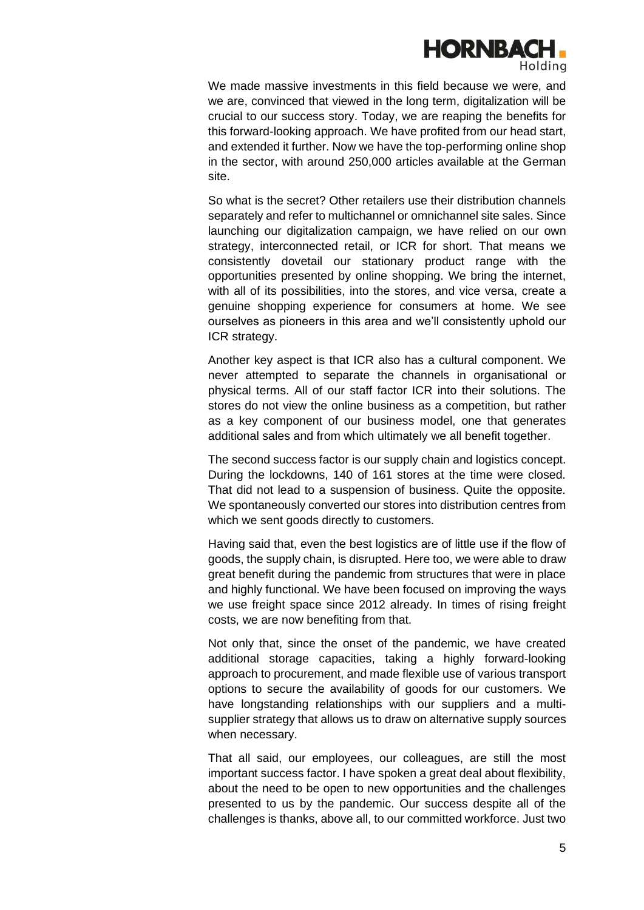We made massive investments in this field because we were, and we are, convinced that viewed in the long term, digitalization will be crucial to our success story. Today, we are reaping the benefits for this forward-looking approach. We have profited from our head start, and extended it further. Now we have the top-performing online shop in the sector, with around 250,000 articles available at the German site.

So what is the secret? Other retailers use their distribution channels separately and refer to multichannel or omnichannel site sales. Since launching our digitalization campaign, we have relied on our own strategy, interconnected retail, or ICR for short. That means we consistently dovetail our stationary product range with the opportunities presented by online shopping. We bring the internet, with all of its possibilities, into the stores, and vice versa, create a genuine shopping experience for consumers at home. We see ourselves as pioneers in this area and we'll consistently uphold our ICR strategy.

Another key aspect is that ICR also has a cultural component. We never attempted to separate the channels in organisational or physical terms. All of our staff factor ICR into their solutions. The stores do not view the online business as a competition, but rather as a key component of our business model, one that generates additional sales and from which ultimately we all benefit together.

The second success factor is our supply chain and logistics concept. During the lockdowns, 140 of 161 stores at the time were closed. That did not lead to a suspension of business. Quite the opposite. We spontaneously converted our stores into distribution centres from which we sent goods directly to customers.

Having said that, even the best logistics are of little use if the flow of goods, the supply chain, is disrupted. Here too, we were able to draw great benefit during the pandemic from structures that were in place and highly functional. We have been focused on improving the ways we use freight space since 2012 already. In times of rising freight costs, we are now benefiting from that.

Not only that, since the onset of the pandemic, we have created additional storage capacities, taking a highly forward-looking approach to procurement, and made flexible use of various transport options to secure the availability of goods for our customers. We have longstanding relationships with our suppliers and a multi-supplier strategy that allows us to draw on alternative supply sources when necessary.

That all said, our employees, our colleagues, are still the most important success factor. I have spoken a great deal about flexibility, about the need to be open to new opportunities and the challenges presented to us by the pandemic. Our success despite all of the challenges is thanks, above all, to our committed workforce. Just two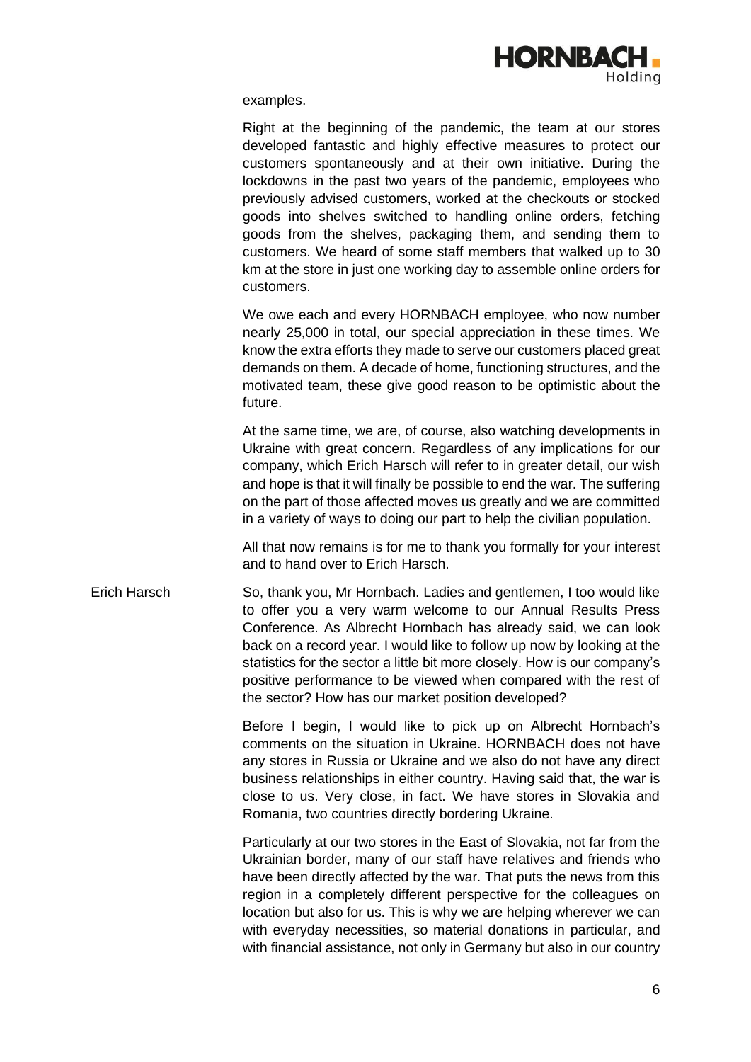examples.

Right at the beginning of the pandemic, the team at our stores developed fantastic and highly effective measures to protect our customers spontaneously and at their own initiative. During the lockdowns in the past two years of the pandemic, employees who previously advised customers, worked at the checkouts or stocked goods into shelves switched to handling online orders, fetching goods from the shelves, packaging them, and sending them to customers. We heard of some staff members that walked up to 30 km at the store in just one working day to assemble online orders for customers.

We owe each and every HORNBACH employee, who now number nearly 25,000 in total, our special appreciation in these times. We know the extra efforts they made to serve our customers placed great demands on them. A decade of home, functioning structures, and the motivated team, these give good reason to be optimistic about the future.

At the same time, we are, of course, also watching developments in Ukraine with great concern. Regardless of any implications for our company, which Erich Harsch will refer to in greater detail, our wish and hope is that it will finally be possible to end the war. The suffering on the part of those affected moves us greatly and we are committed in a variety of ways to doing our part to help the civilian population.

All that now remains is for me to thank you formally for your interest and to hand over to Erich Harsch.

Erich Harsch So, thank you, Mr Hornbach. Ladies and gentlemen, I too would like to offer you a very warm welcome to our Annual Results Press Conference. As Albrecht Hornbach has already said, we can look back on a record year. I would like to follow up now by looking at the statistics for the sector a little bit more closely. How is our company's positive performance to be viewed when compared with the rest of the sector? How has our market position developed?

Before I begin, I would like to pick up on Albrecht Hornbach's comments on the situation in Ukraine. HORNBACH does not have any stores in Russia or Ukraine and we also do not have any direct business relationships in either country. Having said that, the war is close to us. Very close, in fact. We have stores in Slovakia and Romania, two countries directly bordering Ukraine.

Particularly at our two stores in the East of Slovakia, not far from the Ukrainian border, many of our staff have relatives and friends who have been directly affected by the war. That puts the news from this region in a completely different perspective for the colleagues on location but also for us. This is why we are helping wherever we can with everyday necessities, so material donations in particular, and with financial assistance, not only in Germany but also in our country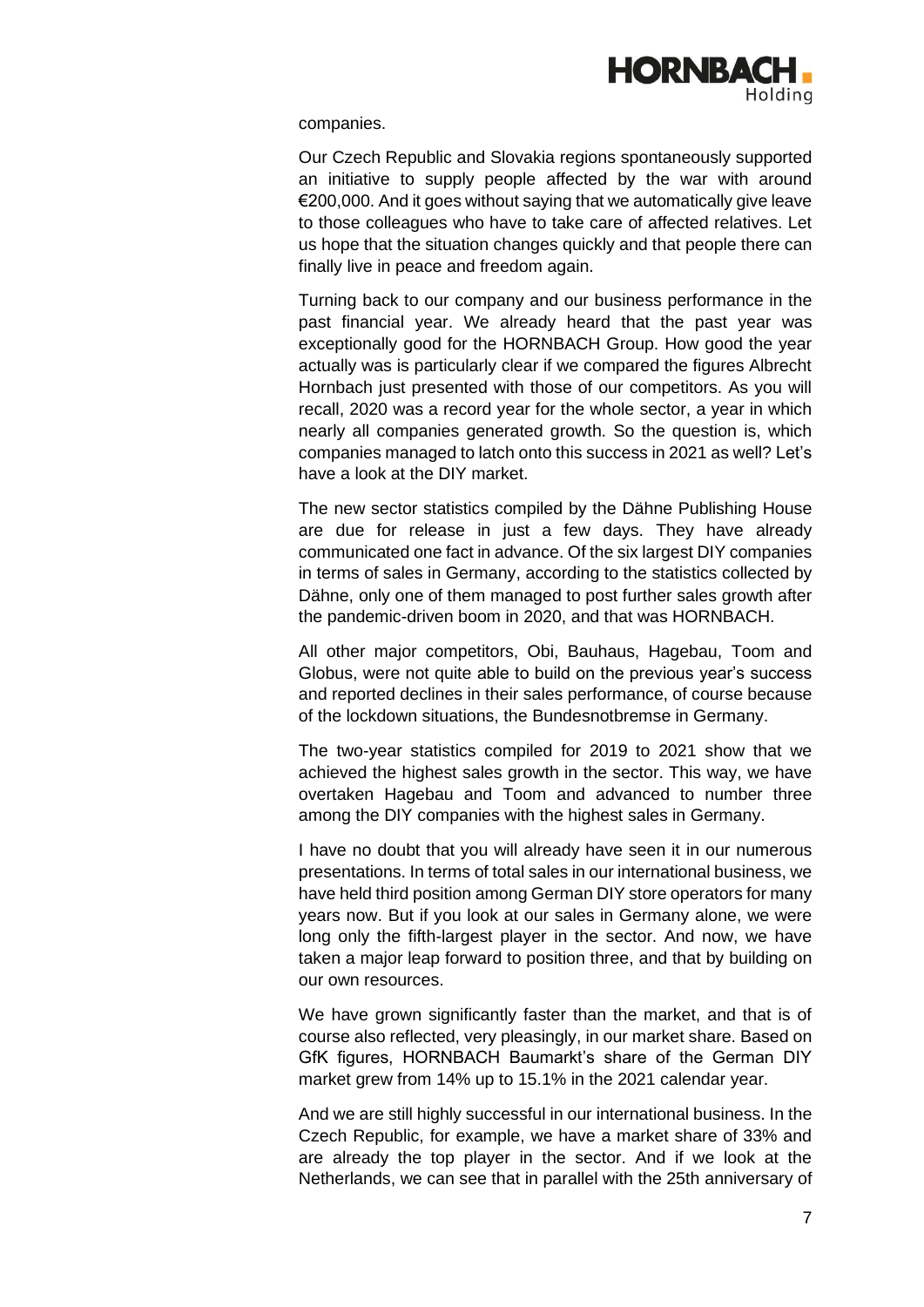companies.

Our Czech Republic and Slovakia regions spontaneously supported an initiative to supply people affected by the war with around €200,000. And it goes without saying that we automatically give leave to those colleagues who have to take care of affected relatives. Let us hope that the situation changes quickly and that people there can finally live in peace and freedom again.

Turning back to our company and our business performance in the past financial year. We already heard that the past year was exceptionally good for the HORNBACH Group. How good the year actually was is particularly clear if we compared the figures Albrecht Hornbach just presented with those of our competitors. As you will recall, 2020 was a record year for the whole sector, a year in which nearly all companies generated growth. So the question is, which companies managed to latch onto this success in 2021 as well? Let's have a look at the DIY market.

The new sector statistics compiled by the Dähne Publishing House are due for release in just a few days. They have already communicated one fact in advance. Of the six largest DIY companies in terms of sales in Germany, according to the statistics collected by Dähne, only one of them managed to post further sales growth after the pandemic-driven boom in 2020, and that was HORNBACH.

All other major competitors, Obi, Bauhaus, Hagebau, Toom and Globus, were not quite able to build on the previous year's success and reported declines in their sales performance, of course because of the lockdown situations, the Bundesnotbremse in Germany.

The two-year statistics compiled for 2019 to 2021 show that we achieved the highest sales growth in the sector. This way, we have overtaken Hagebau and Toom and advanced to number three among the DIY companies with the highest sales in Germany.

I have no doubt that you will already have seen it in our numerous presentations. In terms of total sales in our international business, we have held third position among German DIY store operators for many years now. But if you look at our sales in Germany alone, we were long only the fifth-largest player in the sector. And now, we have taken a major leap forward to position three, and that by building on our own resources.

We have grown significantly faster than the market, and that is of course also reflected, very pleasingly, in our market share. Based on GfK figures, HORNBACH Baumarkt's share of the German DIY market grew from 14% up to 15.1% in the 2021 calendar year.

And we are still highly successful in our international business. In the Czech Republic, for example, we have a market share of 33% and are already the top player in the sector. And if we look at the Netherlands, we can see that in parallel with the 25th anniversary of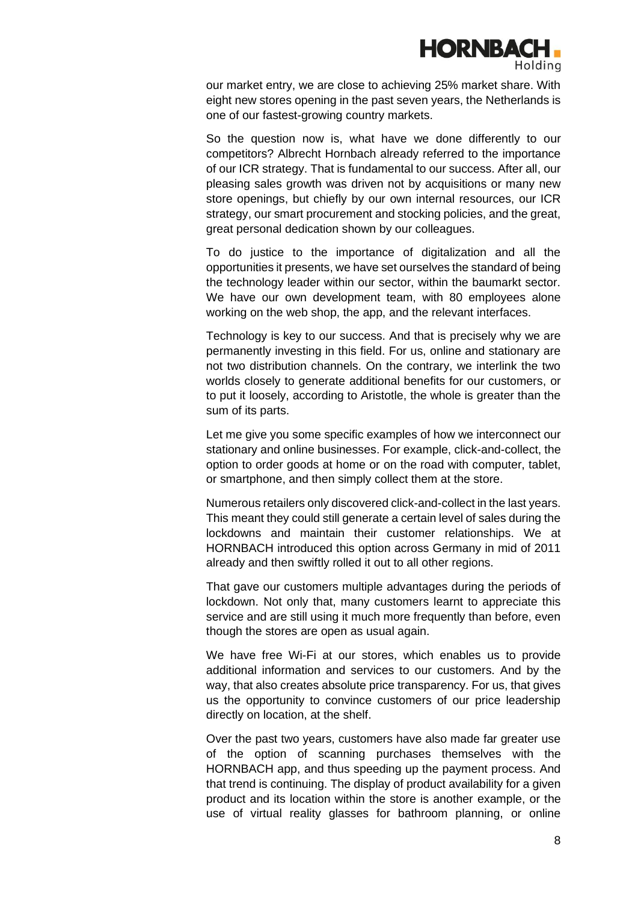our market entry, we are close to achieving 25% market share. With eight new stores opening in the past seven years, the Netherlands is one of our fastest-growing country markets.

So the question now is, what have we done differently to our competitors? Albrecht Hornbach already referred to the importance of our ICR strategy. That is fundamental to our success. After all, our pleasing sales growth was driven not by acquisitions or many new store openings, but chiefly by our own internal resources, our ICR strategy, our smart procurement and stocking policies, and the great, great personal dedication shown by our colleagues.

To do justice to the importance of digitalization and all the opportunities it presents, we have set ourselves the standard of being the technology leader within our sector, within the baumarkt sector. We have our own development team, with 80 employees alone working on the web shop, the app, and the relevant interfaces.

Technology is key to our success. And that is precisely why we are permanently investing in this field. For us, online and stationary are not two distribution channels. On the contrary, we interlink the two worlds closely to generate additional benefits for our customers, or to put it loosely, according to Aristotle, the whole is greater than the sum of its parts.

Let me give you some specific examples of how we interconnect our stationary and online businesses. For example, click-and-collect, the option to order goods at home or on the road with computer, tablet, or smartphone, and then simply collect them at the store.

Numerous retailers only discovered click-and-collect in the last years. This meant they could still generate a certain level of sales during the lockdowns and maintain their customer relationships. We at HORNBACH introduced this option across Germany in mid of 2011 already and then swiftly rolled it out to all other regions.

That gave our customers multiple advantages during the periods of lockdown. Not only that, many customers learnt to appreciate this service and are still using it much more frequently than before, even though the stores are open as usual again.

We have free Wi-Fi at our stores, which enables us to provide additional information and services to our customers. And by the way, that also creates absolute price transparency. For us, that gives us the opportunity to convince customers of our price leadership directly on location, at the shelf.

Over the past two years, customers have also made far greater use of the option of scanning purchases themselves with the HORNBACH app, and thus speeding up the payment process. And that trend is continuing. The display of product availability for a given product and its location within the store is another example, or the use of virtual reality glasses for bathroom planning, or online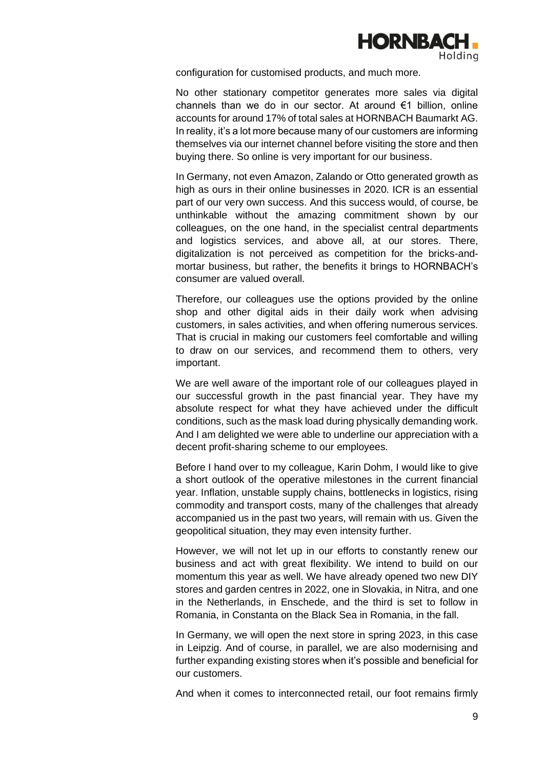configuration for customised products, and much more.

No other stationary competitor generates more sales via digital channels than we do in our sector. At around €1 billion, online accounts for around 17% of total sales at HORNBACH Baumarkt AG. In reality, it's a lot more because many of our customers are informing themselves via our internet channel before visiting the store and then buying there. So online is very important for our business.

In Germany, not even Amazon, Zalando or Otto generated growth as high as ours in their online businesses in 2020. ICR is an essential part of our very own success. And this success would, of course, be unthinkable without the amazing commitment shown by our colleagues, on the one hand, in the specialist central departments and logistics services, and above all, at our stores. There, digitalization is not perceived as competition for the bricks-and-mortar business, but rather, the benefits it brings to HORNBACH's consumer are valued overall.

Therefore, our colleagues use the options provided by the online shop and other digital aids in their daily work when advising customers, in sales activities, and when offering numerous services. That is crucial in making our customers feel comfortable and willing to draw on our services, and recommend them to others, very important.

We are well aware of the important role of our colleagues played in our successful growth in the past financial year. They have my absolute respect for what they have achieved under the difficult conditions, such as the mask load during physically demanding work. And I am delighted we were able to underline our appreciation with a decent profit-sharing scheme to our employees.

Before I hand over to my colleague, Karin Dohm, I would like to give a short outlook of the operative milestones in the current financial year. Inflation, unstable supply chains, bottlenecks in logistics, rising commodity and transport costs, many of the challenges that already accompanied us in the past two years, will remain with us. Given the geopolitical situation, they may even intensity further.

However, we will not let up in our efforts to constantly renew our business and act with great flexibility. We intend to build on our momentum this year as well. We have already opened two new DIY stores and garden centres in 2022, one in Slovakia, in Nitra, and one in the Netherlands, in Enschede, and the third is set to follow in Romania, in Constanta on the Black Sea in Romania, in the fall.

In Germany, we will open the next store in spring 2023, in this case in Leipzig. And of course, in parallel, we are also modernising and further expanding existing stores when it's possible and beneficial for our customers.

And when it comes to interconnected retail, our foot remains firmly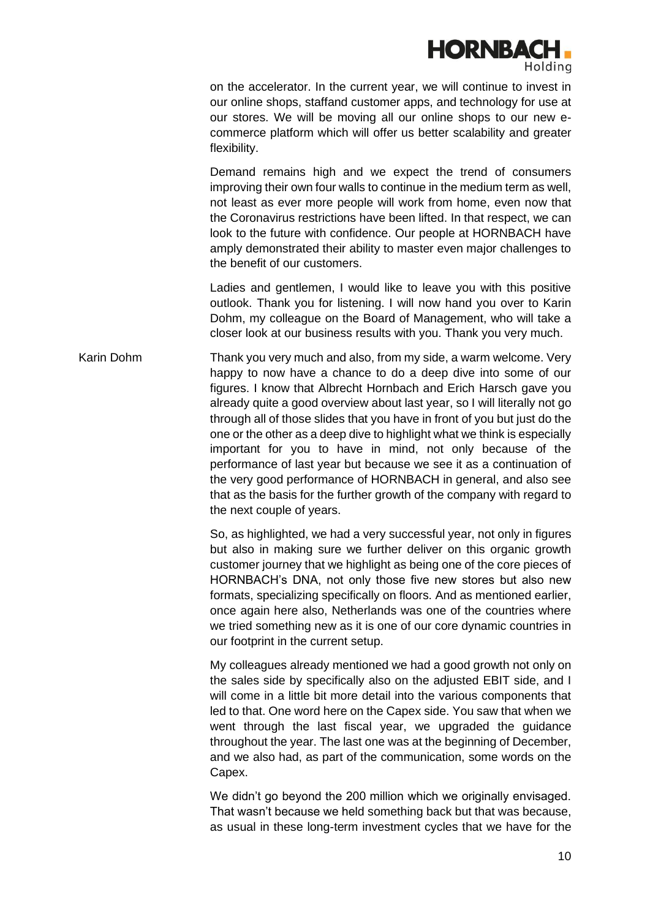on the accelerator. In the current year, we will continue to invest in our online shops, staffand customer apps, and technology for use at our stores. We will be moving all our online shops to our new e-commerce platform which will offer us better scalability and greater flexibility.

Demand remains high and we expect the trend of consumers improving their own four walls to continue in the medium term as well, not least as ever more people will work from home, even now that the Coronavirus restrictions have been lifted. In that respect, we can look to the future with confidence. Our people at HORNBACH have amply demonstrated their ability to master even major challenges to the benefit of our customers.

Ladies and gentlemen, I would like to leave you with this positive outlook. Thank you for listening. I will now hand you over to Karin Dohm, my colleague on the Board of Management, who will take a closer look at our business results with you. Thank you very much.

Karin Dohm

Thank you very much and also, from my side, a warm welcome. Very happy to now have a chance to do a deep dive into some of our figures. I know that Albrecht Hornbach and Erich Harsch gave you already quite a good overview about last year, so I will literally not go through all of those slides that you have in front of you but just do the one or the other as a deep dive to highlight what we think is especially important for you to have in mind, not only because of the performance of last year but because we see it as a continuation of the very good performance of HORNBACH in general, and also see that as the basis for the further growth of the company with regard to the next couple of years.

So, as highlighted, we had a very successful year, not only in figures but also in making sure we further deliver on this organic growth customer journey that we highlight as being one of the core pieces of HORNBACH's DNA, not only those five new stores but also new formats, specializing specifically on floors. And as mentioned earlier, once again here also, Netherlands was one of the countries where we tried something new as it is one of our core dynamic countries in our footprint in the current setup.

My colleagues already mentioned we had a good growth not only on the sales side by specifically also on the adjusted EBIT side, and I will come in a little bit more detail into the various components that led to that. One word here on the Capex side. You saw that when we went through the last fiscal year, we upgraded the guidance throughout the year. The last one was at the beginning of December, and we also had, as part of the communication, some words on the Capex.

We didn't go beyond the 200 million which we originally envisaged. That wasn't because we held something back but that was because, as usual in these long-term investment cycles that we have for the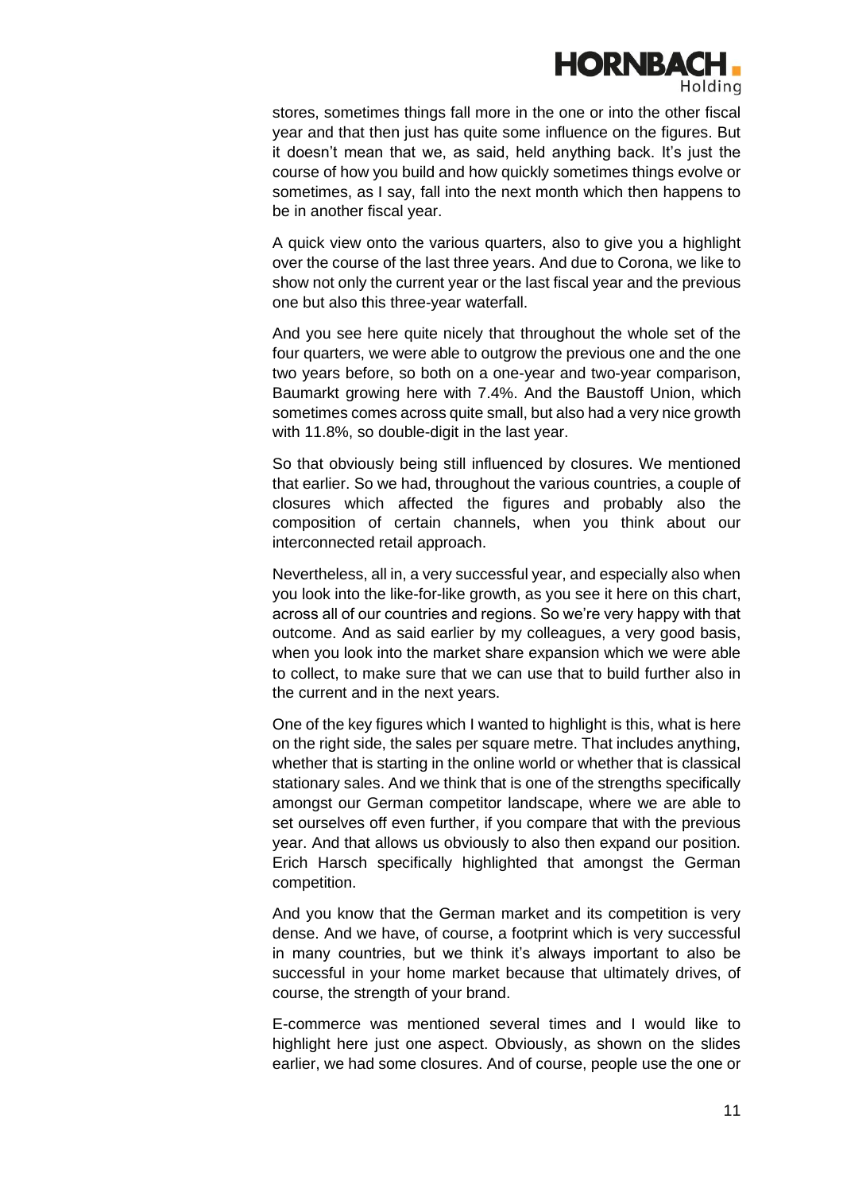stores, sometimes things fall more in the one or into the other fiscal year and that then just has quite some influence on the figures. But it doesn't mean that we, as said, held anything back. It's just the course of how you build and how quickly sometimes things evolve or sometimes, as I say, fall into the next month which then happens to be in another fiscal year.

A quick view onto the various quarters, also to give you a highlight over the course of the last three years. And due to Corona, we like to show not only the current year or the last fiscal year and the previous one but also this three-year waterfall.

And you see here quite nicely that throughout the whole set of the four quarters, we were able to outgrow the previous one and the one two years before, so both on a one-year and two-year comparison, Baumarkt growing here with 7.4%. And the Baustoff Union, which sometimes comes across quite small, but also had a very nice growth with 11.8%, so double-digit in the last year.

So that obviously being still influenced by closures. We mentioned that earlier. So we had, throughout the various countries, a couple of closures which affected the figures and probably also the composition of certain channels, when you think about our interconnected retail approach.

Nevertheless, all in, a very successful year, and especially also when you look into the like-for-like growth, as you see it here on this chart, across all of our countries and regions. So we're very happy with that outcome. And as said earlier by my colleagues, a very good basis, when you look into the market share expansion which we were able to collect, to make sure that we can use that to build further also in the current and in the next years.

One of the key figures which I wanted to highlight is this, what is here on the right side, the sales per square metre. That includes anything, whether that is starting in the online world or whether that is classical stationary sales. And we think that is one of the strengths specifically amongst our German competitor landscape, where we are able to set ourselves off even further, if you compare that with the previous year. And that allows us obviously to also then expand our position. Erich Harsch specifically highlighted that amongst the German competition.

And you know that the German market and its competition is very dense. And we have, of course, a footprint which is very successful in many countries, but we think it's always important to also be successful in your home market because that ultimately drives, of course, the strength of your brand.

E-commerce was mentioned several times and I would like to highlight here just one aspect. Obviously, as shown on the slides earlier, we had some closures. And of course, people use the one or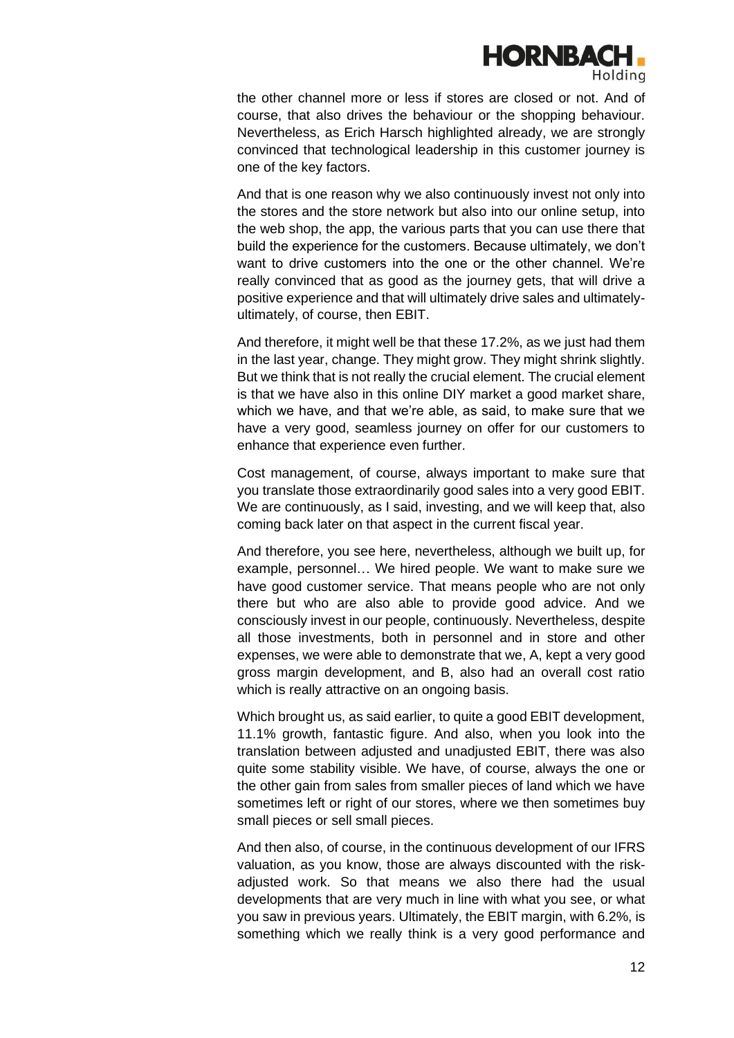the other channel more or less if stores are closed or not. And of course, that also drives the behaviour or the shopping behaviour. Nevertheless, as Erich Harsch highlighted already, we are strongly convinced that technological leadership in this customer journey is one of the key factors.

And that is one reason why we also continuously invest not only into the stores and the store network but also into our online setup, into the web shop, the app, the various parts that you can use there that build the experience for the customers. Because ultimately, we don't want to drive customers into the one or the other channel. We're really convinced that as good as the journey gets, that will drive a positive experience and that will ultimately drive sales and ultimately-ultimately, of course, then EBIT.

And therefore, it might well be that these 17.2%, as we just had them in the last year, change. They might grow. They might shrink slightly. But we think that is not really the crucial element. The crucial element is that we have also in this online DIY market a good market share, which we have, and that we're able, as said, to make sure that we have a very good, seamless journey on offer for our customers to enhance that experience even further.

Cost management, of course, always important to make sure that you translate those extraordinarily good sales into a very good EBIT. We are continuously, as I said, investing, and we will keep that, also coming back later on that aspect in the current fiscal year.

And therefore, you see here, nevertheless, although we built up, for example, personnel… We hired people. We want to make sure we have good customer service. That means people who are not only there but who are also able to provide good advice. And we consciously invest in our people, continuously. Nevertheless, despite all those investments, both in personnel and in store and other expenses, we were able to demonstrate that we, A, kept a very good gross margin development, and B, also had an overall cost ratio which is really attractive on an ongoing basis.

Which brought us, as said earlier, to quite a good EBIT development, 11.1% growth, fantastic figure. And also, when you look into the translation between adjusted and unadjusted EBIT, there was also quite some stability visible. We have, of course, always the one or the other gain from sales from smaller pieces of land which we have sometimes left or right of our stores, where we then sometimes buy small pieces or sell small pieces.

And then also, of course, in the continuous development of our IFRS valuation, as you know, those are always discounted with the risk-adjusted work. So that means we also there had the usual developments that are very much in line with what you see, or what you saw in previous years. Ultimately, the EBIT margin, with 6.2%, is something which we really think is a very good performance and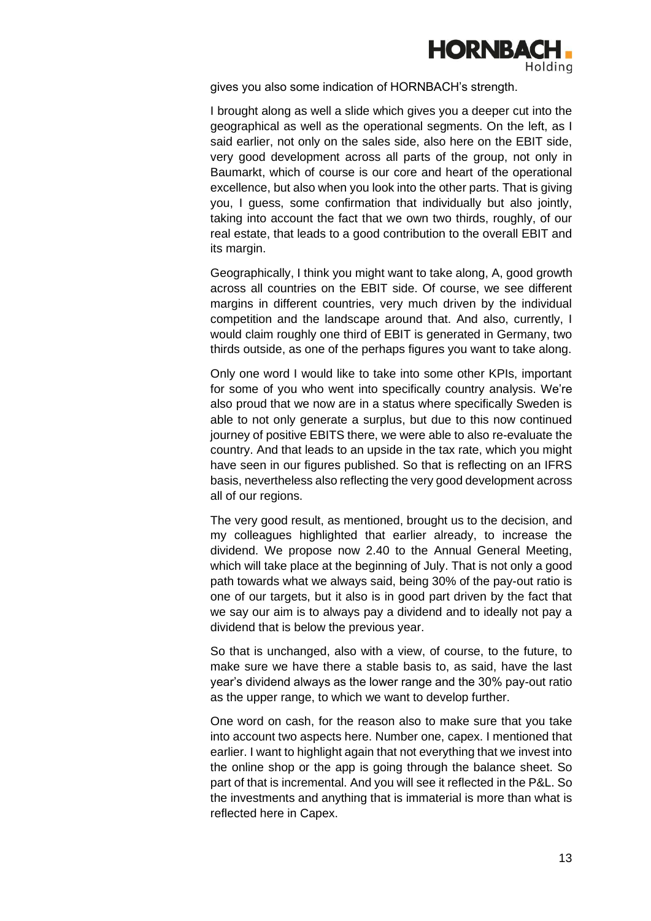gives you also some indication of HORNBACH's strength.

I brought along as well a slide which gives you a deeper cut into the geographical as well as the operational segments. On the left, as I said earlier, not only on the sales side, also here on the EBIT side, very good development across all parts of the group, not only in Baumarkt, which of course is our core and heart of the operational excellence, but also when you look into the other parts. That is giving you, I guess, some confirmation that individually but also jointly, taking into account the fact that we own two thirds, roughly, of our real estate, that leads to a good contribution to the overall EBIT and its margin.

Geographically, I think you might want to take along, A, good growth across all countries on the EBIT side. Of course, we see different margins in different countries, very much driven by the individual competition and the landscape around that. And also, currently, I would claim roughly one third of EBIT is generated in Germany, two thirds outside, as one of the perhaps figures you want to take along.

Only one word I would like to take into some other KPIs, important for some of you who went into specifically country analysis. We're also proud that we now are in a status where specifically Sweden is able to not only generate a surplus, but due to this now continued journey of positive EBITS there, we were able to also re-evaluate the country. And that leads to an upside in the tax rate, which you might have seen in our figures published. So that is reflecting on an IFRS basis, nevertheless also reflecting the very good development across all of our regions.

The very good result, as mentioned, brought us to the decision, and my colleagues highlighted that earlier already, to increase the dividend. We propose now 2.40 to the Annual General Meeting, which will take place at the beginning of July. That is not only a good path towards what we always said, being 30% of the pay-out ratio is one of our targets, but it also is in good part driven by the fact that we say our aim is to always pay a dividend and to ideally not pay a dividend that is below the previous year.

So that is unchanged, also with a view, of course, to the future, to make sure we have there a stable basis to, as said, have the last year's dividend always as the lower range and the 30% pay-out ratio as the upper range, to which we want to develop further.

One word on cash, for the reason also to make sure that you take into account two aspects here. Number one, capex. I mentioned that earlier. I want to highlight again that not everything that we invest into the online shop or the app is going through the balance sheet. So part of that is incremental. And you will see it reflected in the P&L. So the investments and anything that is immaterial is more than what is reflected here in Capex.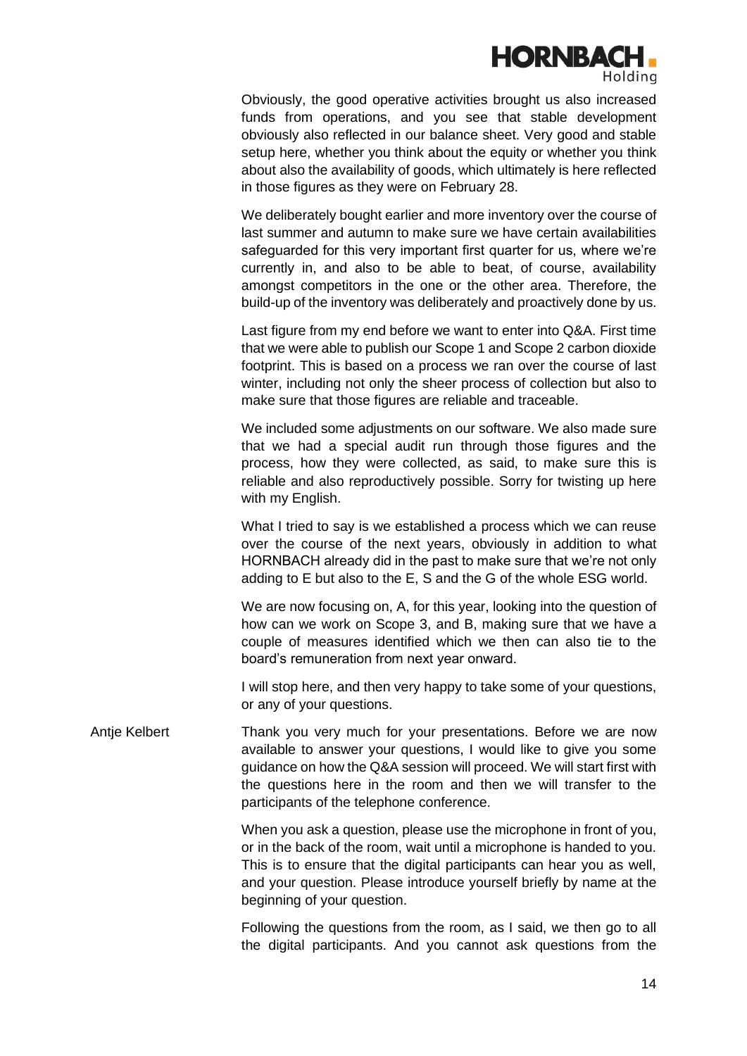Obviously, the good operative activities brought us also increased funds from operations, and you see that stable development obviously also reflected in our balance sheet. Very good and stable setup here, whether you think about the equity or whether you think about also the availability of goods, which ultimately is here reflected in those figures as they were on February 28.

We deliberately bought earlier and more inventory over the course of last summer and autumn to make sure we have certain availabilities safeguarded for this very important first quarter for us, where we're currently in, and also to be able to beat, of course, availability amongst competitors in the one or the other area. Therefore, the build-up of the inventory was deliberately and proactively done by us.

Last figure from my end before we want to enter into Q&A. First time that we were able to publish our Scope 1 and Scope 2 carbon dioxide footprint. This is based on a process we ran over the course of last winter, including not only the sheer process of collection but also to make sure that those figures are reliable and traceable.

We included some adjustments on our software. We also made sure that we had a special audit run through those figures and the process, how they were collected, as said, to make sure this is reliable and also reproductively possible. Sorry for twisting up here with my English.

What I tried to say is we established a process which we can reuse over the course of the next years, obviously in addition to what HORNBACH already did in the past to make sure that we're not only adding to E but also to the E, S and the G of the whole ESG world.

We are now focusing on, A, for this year, looking into the question of how can we work on Scope 3, and B, making sure that we have a couple of measures identified which we then can also tie to the board's remuneration from next year onward.

I will stop here, and then very happy to take some of your questions, or any of your questions.

Antje Kelbert: Thank you very much for your presentations. Before we are now available to answer your questions, I would like to give you some guidance on how the Q&A session will proceed. We will start first with the questions here in the room and then we will transfer to the participants of the telephone conference.

When you ask a question, please use the microphone in front of you, or in the back of the room, wait until a microphone is handed to you. This is to ensure that the digital participants can hear you as well, and your question. Please introduce yourself briefly by name at the beginning of your question.

Following the questions from the room, as I said, we then go to all the digital participants. And you cannot ask questions from the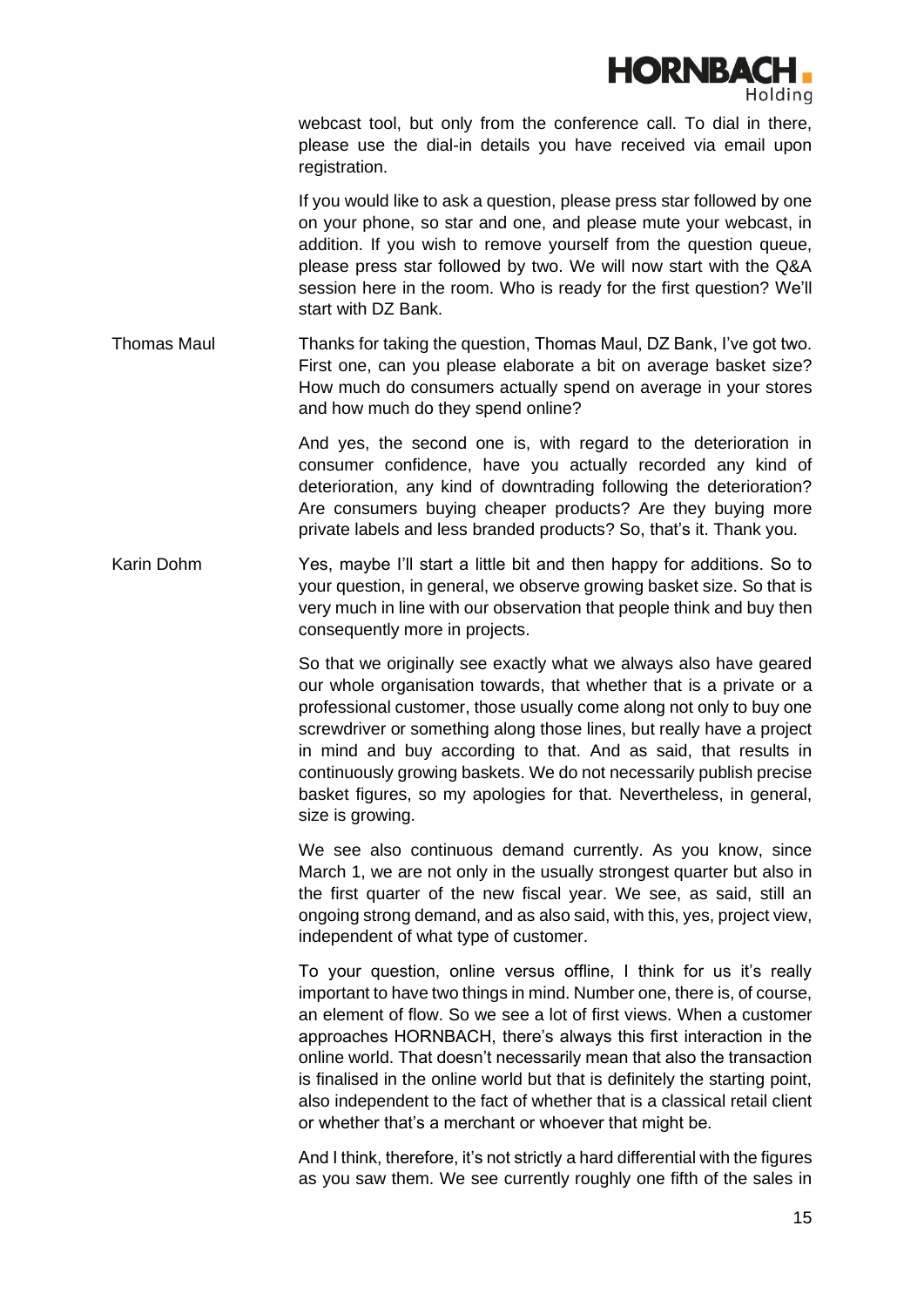webcast tool, but only from the conference call. To dial in there, please use the dial-in details you have received via email upon registration.

If you would like to ask a question, please press star followed by one on your phone, so star and one, and please mute your webcast, in addition. If you wish to remove yourself from the question queue, please press star followed by two. We will now start with the Q&A session here in the room. Who is ready for the first question? We'll start with DZ Bank.

**Thomas Maul**

Thanks for taking the question, Thomas Maul, DZ Bank, I've got two. First one, can you please elaborate a bit on average basket size? How much do consumers actually spend on average in your stores and how much do they spend online?

And yes, the second one is, with regard to the deterioration in consumer confidence, have you actually recorded any kind of deterioration, any kind of downtrading following the deterioration? Are consumers buying cheaper products? Are they buying more private labels and less branded products? So, that's it. Thank you.

**Karin Dohm**

Yes, maybe I'll start a little bit and then happy for additions. So to your question, in general, we observe growing basket size. So that is very much in line with our observation that people think and buy then consequently more in projects.

So that we originally see exactly what we always also have geared our whole organisation towards, that whether that is a private or a professional customer, those usually come along not only to buy one screwdriver or something along those lines, but really have a project in mind and buy according to that. And as said, that results in continuously growing baskets. We do not necessarily publish precise basket figures, so my apologies for that. Nevertheless, in general, size is growing.

We see also continuous demand currently. As you know, since March 1, we are not only in the usually strongest quarter but also in the first quarter of the new fiscal year. We see, as said, still an ongoing strong demand, and as also said, with this, yes, project view, independent of what type of customer.

To your question, online versus offline, I think for us it's really important to have two things in mind. Number one, there is, of course, an element of flow. So we see a lot of first views. When a customer approaches HORNBACH, there's always this first interaction in the online world. That doesn't necessarily mean that also the transaction is finalised in the online world but that is definitely the starting point, also independent to the fact of whether that is a classical retail client or whether that's a merchant or whoever that might be.

And I think, therefore, it's not strictly a hard differential with the figures as you saw them. We see currently roughly one fifth of the sales in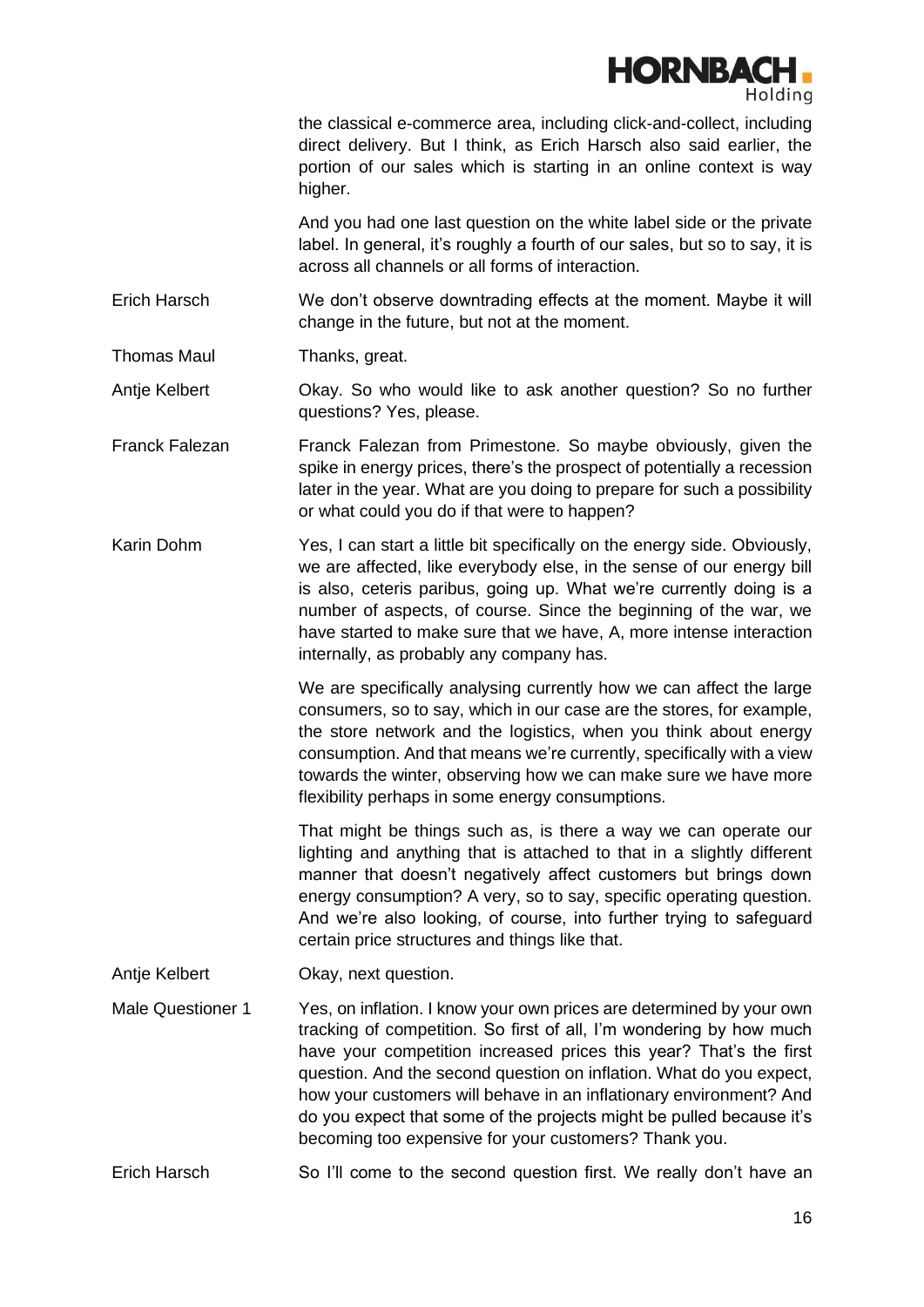the classical e-commerce area, including click-and-collect, including direct delivery. But I think, as Erich Harsch also said earlier, the portion of our sales which is starting in an online context is way higher.

And you had one last question on the white label side or the private label. In general, it's roughly a fourth of our sales, but so to say, it is across all channels or all forms of interaction.

**Erich Harsch**
We don't observe downtrading effects at the moment. Maybe it will change in the future, but not at the moment.

**Thomas Maul**
Thanks, great.

**Antje Kelbert**
Okay. So who would like to ask another question? So no further questions? Yes, please.

**Franck Falezan**
Franck Falezan from Primestone. So maybe obviously, given the spike in energy prices, there's the prospect of potentially a recession later in the year. What are you doing to prepare for such a possibility or what could you do if that were to happen?

**Karin Dohm**
Yes, I can start a little bit specifically on the energy side. Obviously, we are affected, like everybody else, in the sense of our energy bill is also, ceteris paribus, going up. What we're currently doing is a number of aspects, of course. Since the beginning of the war, we have started to make sure that we have, A, more intense interaction internally, as probably any company has.

We are specifically analysing currently how we can affect the large consumers, so to say, which in our case are the stores, for example, the store network and the logistics, when you think about energy consumption. And that means we're currently, specifically with a view towards the winter, observing how we can make sure we have more flexibility perhaps in some energy consumptions.

That might be things such as, is there a way we can operate our lighting and anything that is attached to that in a slightly different manner that doesn't negatively affect customers but brings down energy consumption? A very, so to say, specific operating question. And we're also looking, of course, into further trying to safeguard certain price structures and things like that.

**Antje Kelbert**
Okay, next question.

**Male Questioner 1**
Yes, on inflation. I know your own prices are determined by your own tracking of competition. So first of all, I'm wondering by how much have your competition increased prices this year? That's the first question. And the second question on inflation. What do you expect, how your customers will behave in an inflationary environment? And do you expect that some of the projects might be pulled because it's becoming too expensive for your customers? Thank you.

**Erich Harsch**
So I'll come to the second question first. We really don't have an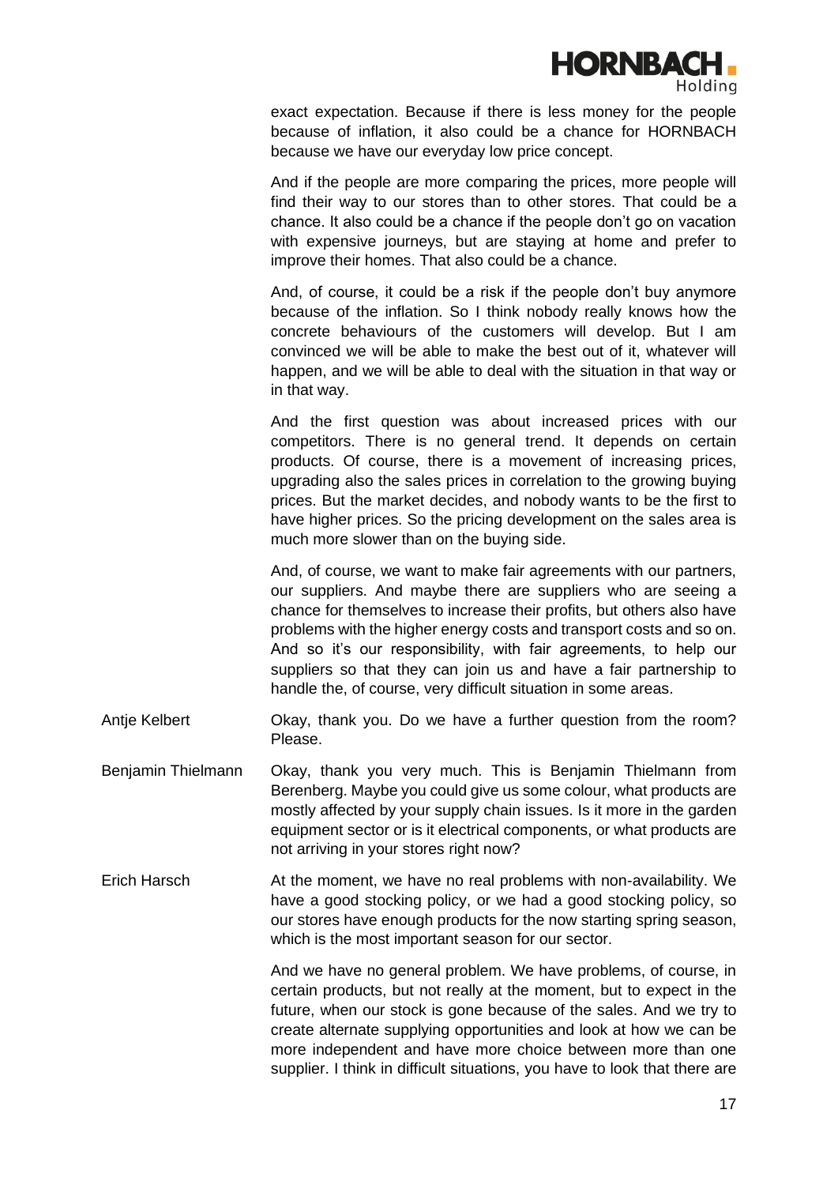exact expectation. Because if there is less money for the people because of inflation, it also could be a chance for HORNBACH because we have our everyday low price concept.

And if the people are more comparing the prices, more people will find their way to our stores than to other stores. That could be a chance. It also could be a chance if the people don't go on vacation with expensive journeys, but are staying at home and prefer to improve their homes. That also could be a chance.

And, of course, it could be a risk if the people don't buy anymore because of the inflation. So I think nobody really knows how the concrete behaviours of the customers will develop. But I am convinced we will be able to make the best out of it, whatever will happen, and we will be able to deal with the situation in that way or in that way.

And the first question was about increased prices with our competitors. There is no general trend. It depends on certain products. Of course, there is a movement of increasing prices, upgrading also the sales prices in correlation to the growing buying prices. But the market decides, and nobody wants to be the first to have higher prices. So the pricing development on the sales area is much more slower than on the buying side.

And, of course, we want to make fair agreements with our partners, our suppliers. And maybe there are suppliers who are seeing a chance for themselves to increase their profits, but others also have problems with the higher energy costs and transport costs and so on. And so it's our responsibility, with fair agreements, to help our suppliers so that they can join us and have a fair partnership to handle the, of course, very difficult situation in some areas.

**Antje Kelbert:** Okay, thank you. Do we have a further question from the room? Please.

**Benjamin Thielmann:** Okay, thank you very much. This is Benjamin Thielmann from Berenberg. Maybe you could give us some colour, what products are mostly affected by your supply chain issues. Is it more in the garden equipment sector or is it electrical components, or what products are not arriving in your stores right now?

**Erich Harsch:** At the moment, we have no real problems with non-availability. We have a good stocking policy, or we had a good stocking policy, so our stores have enough products for the now starting spring season, which is the most important season for our sector.

And we have no general problem. We have problems, of course, in certain products, but not really at the moment, but to expect in the future, when our stock is gone because of the sales. And we try to create alternate supplying opportunities and look at how we can be more independent and have more choice between more than one supplier. I think in difficult situations, you have to look that there are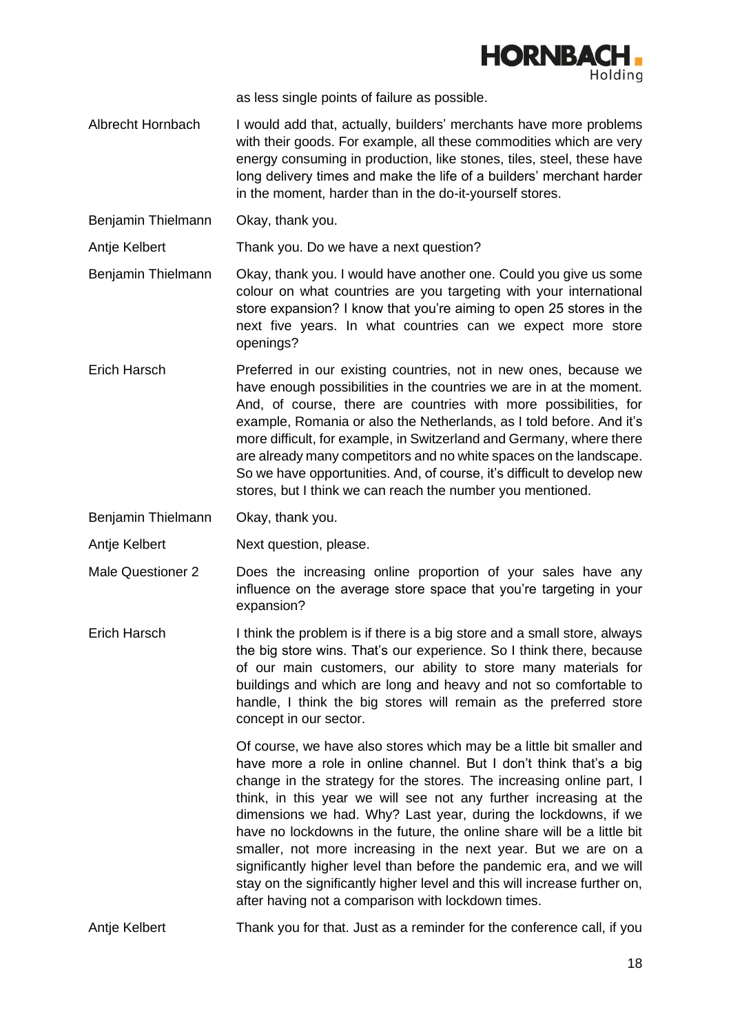as less single points of failure as possible.

| | |
|---|---|
| Albrecht Hornbach | I would add that, actually, builders' merchants have more problems with their goods. For example, all these commodities which are very energy consuming in production, like stones, tiles, steel, these have long delivery times and make the life of a builders' merchant harder in the moment, harder than in the do-it-yourself stores. |
| Benjamin Thielmann | Okay, thank you. |
| Antje Kelbert | Thank you. Do we have a next question? |
| Benjamin Thielmann | Okay, thank you. I would have another one. Could you give us some colour on what countries are you targeting with your international store expansion? I know that you're aiming to open 25 stores in the next five years. In what countries can we expect more store openings? |
| Erich Harsch | Preferred in our existing countries, not in new ones, because we have enough possibilities in the countries we are in at the moment. And, of course, there are countries with more possibilities, for example, Romania or also the Netherlands, as I told before. And it's more difficult, for example, in Switzerland and Germany, where there are already many competitors and no white spaces on the landscape. So we have opportunities. And, of course, it's difficult to develop new stores, but I think we can reach the number you mentioned. |
| Benjamin Thielmann | Okay, thank you. |
| Antje Kelbert | Next question, please. |
| Male Questioner 2 | Does the increasing online proportion of your sales have any influence on the average store space that you're targeting in your expansion? |
| Erich Harsch | I think the problem is if there is a big store and a small store, always the big store wins. That's our experience. So I think there, because of our main customers, our ability to store many materials for buildings and which are long and heavy and not so comfortable to handle, I think the big stores will remain as the preferred store concept in our sector.<br><br>Of course, we have also stores which may be a little bit smaller and have more a role in online channel. But I don't think that's a big change in the strategy for the stores. The increasing online part, I think, in this year we will see not any further increasing at the dimensions we had. Why? Last year, during the lockdowns, if we have no lockdowns in the future, the online share will be a little bit smaller, not more increasing in the next year. But we are on a significantly higher level than before the pandemic era, and we will stay on the significantly higher level and this will increase further on, after having not a comparison with lockdown times. |
| Antje Kelbert | Thank you for that. Just as a reminder for the conference call, if you |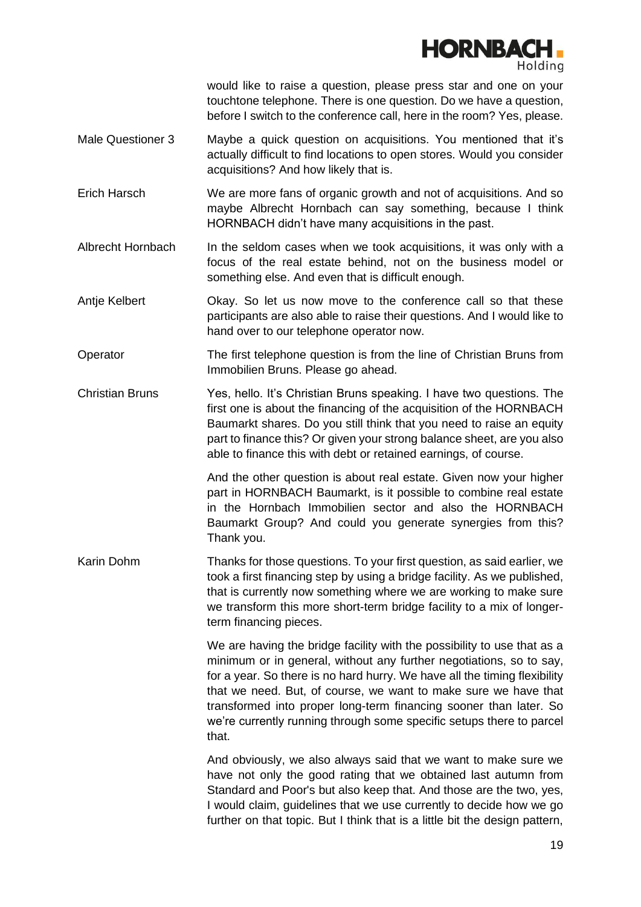would like to raise a question, please press star and one on your touchtone telephone. There is one question. Do we have a question, before I switch to the conference call, here in the room? Yes, please.

**Male Questioner 3**: Maybe a quick question on acquisitions. You mentioned that it's actually difficult to find locations to open stores. Would you consider acquisitions? And how likely that is.

**Erich Harsch**: We are more fans of organic growth and not of acquisitions. And so maybe Albrecht Hornbach can say something, because I think HORNBACH didn't have many acquisitions in the past.

**Albrecht Hornbach**: In the seldom cases when we took acquisitions, it was only with a focus of the real estate behind, not on the business model or something else. And even that is difficult enough.

**Antje Kelbert**: Okay. So let us now move to the conference call so that these participants are also able to raise their questions. And I would like to hand over to our telephone operator now.

**Operator**: The first telephone question is from the line of Christian Bruns from Immobilien Bruns. Please go ahead.

**Christian Bruns**: Yes, hello. It's Christian Bruns speaking. I have two questions. The first one is about the financing of the acquisition of the HORNBACH Baumarkt shares. Do you still think that you need to raise an equity part to finance this? Or given your strong balance sheet, are you also able to finance this with debt or retained earnings, of course.

And the other question is about real estate. Given now your higher part in HORNBACH Baumarkt, is it possible to combine real estate in the Hornbach Immobilien sector and also the HORNBACH Baumarkt Group? And could you generate synergies from this? Thank you.

**Karin Dohm**: Thanks for those questions. To your first question, as said earlier, we took a first financing step by using a bridge facility. As we published, that is currently now something where we are working to make sure we transform this more short-term bridge facility to a mix of longer-term financing pieces.

We are having the bridge facility with the possibility to use that as a minimum or in general, without any further negotiations, so to say, for a year. So there is no hard hurry. We have all the timing flexibility that we need. But, of course, we want to make sure we have that transformed into proper long-term financing sooner than later. So we're currently running through some specific setups there to parcel that.

And obviously, we also always said that we want to make sure we have not only the good rating that we obtained last autumn from Standard and Poor's but also keep that. And those are the two, yes, I would claim, guidelines that we use currently to decide how we go further on that topic. But I think that is a little bit the design pattern,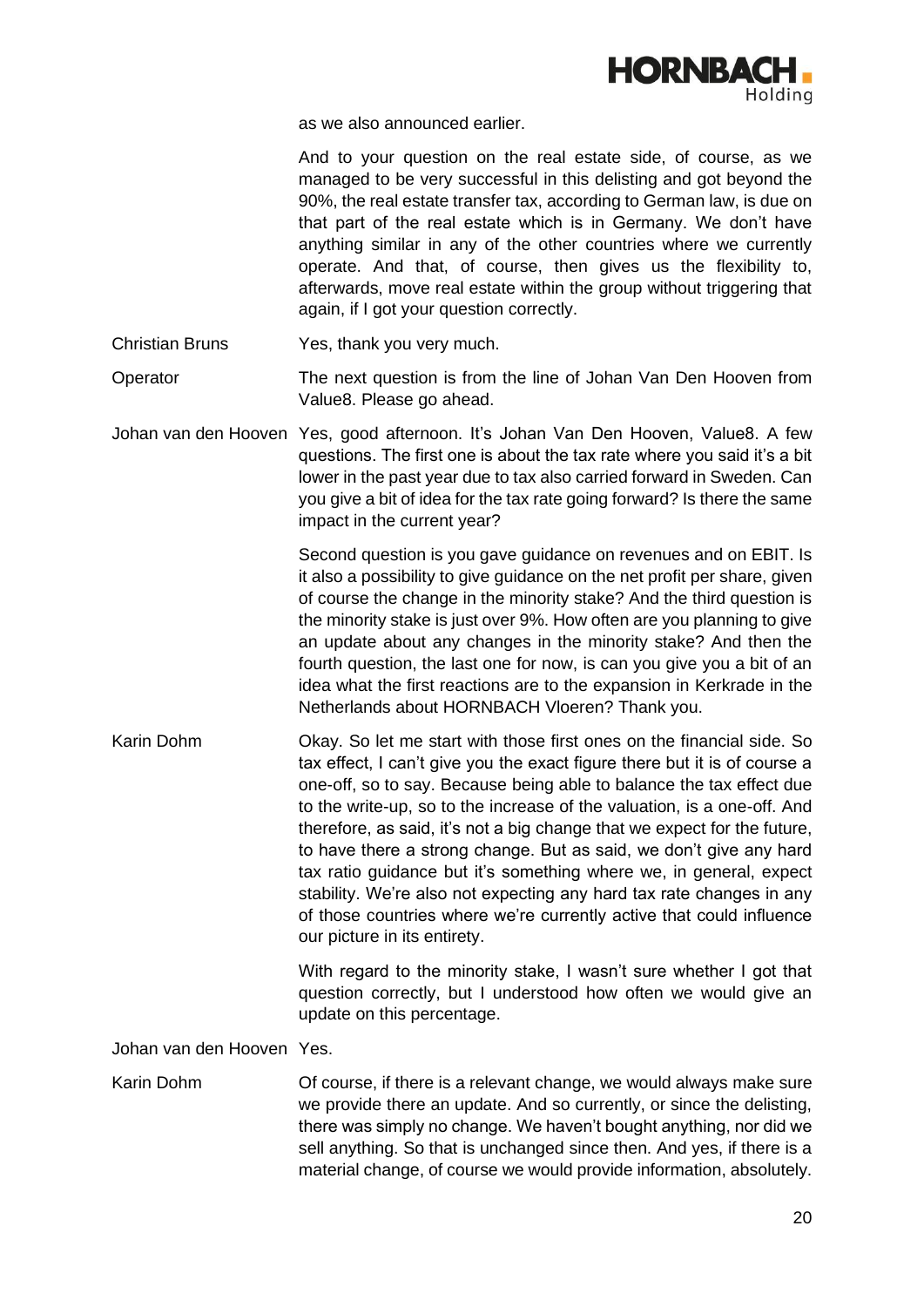as we also announced earlier.

And to your question on the real estate side, of course, as we managed to be very successful in this delisting and got beyond the 90%, the real estate transfer tax, according to German law, is due on that part of the real estate which is in Germany. We don't have anything similar in any of the other countries where we currently operate. And that, of course, then gives us the flexibility to, afterwards, move real estate within the group without triggering that again, if I got your question correctly.

Christian Bruns: Yes, thank you very much.

Operator: The next question is from the line of Johan Van Den Hooven from Value8. Please go ahead.

Johan van den Hooven: Yes, good afternoon. It's Johan Van Den Hooven, Value8. A few questions. The first one is about the tax rate where you said it's a bit lower in the past year due to tax also carried forward in Sweden. Can you give a bit of idea for the tax rate going forward? Is there the same impact in the current year?

Second question is you gave guidance on revenues and on EBIT. Is it also a possibility to give guidance on the net profit per share, given of course the change in the minority stake? And the third question is the minority stake is just over 9%. How often are you planning to give an update about any changes in the minority stake? And then the fourth question, the last one for now, is can you give you a bit of an idea what the first reactions are to the expansion in Kerkrade in the Netherlands about HORNBACH Vloeren? Thank you.

Karin Dohm: Okay. So let me start with those first ones on the financial side. So tax effect, I can't give you the exact figure there but it is of course a one-off, so to say. Because being able to balance the tax effect due to the write-up, so to the increase of the valuation, is a one-off. And therefore, as said, it's not a big change that we expect for the future, to have there a strong change. But as said, we don't give any hard tax ratio guidance but it's something where we, in general, expect stability. We're also not expecting any hard tax rate changes in any of those countries where we're currently active that could influence our picture in its entirety.

With regard to the minority stake, I wasn't sure whether I got that question correctly, but I understood how often we would give an update on this percentage.

Johan van den Hooven: Yes.

Karin Dohm: Of course, if there is a relevant change, we would always make sure we provide there an update. And so currently, or since the delisting, there was simply no change. We haven't bought anything, nor did we sell anything. So that is unchanged since then. And yes, if there is a material change, of course we would provide information, absolutely.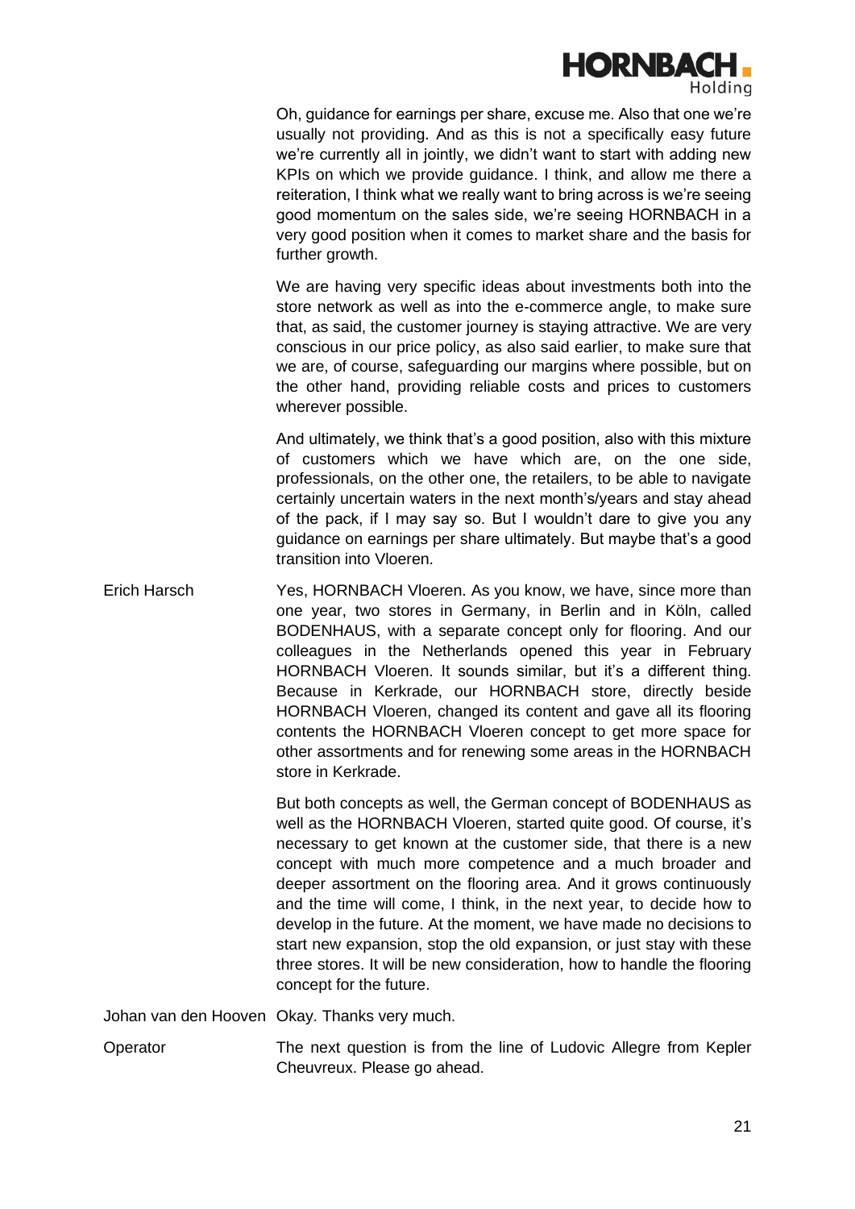Oh, guidance for earnings per share, excuse me. Also that one we're usually not providing. And as this is not a specifically easy future we're currently all in jointly, we didn't want to start with adding new KPIs on which we provide guidance. I think, and allow me there a reiteration, I think what we really want to bring across is we're seeing good momentum on the sales side, we're seeing HORNBACH in a very good position when it comes to market share and the basis for further growth.

We are having very specific ideas about investments both into the store network as well as into the e-commerce angle, to make sure that, as said, the customer journey is staying attractive. We are very conscious in our price policy, as also said earlier, to make sure that we are, of course, safeguarding our margins where possible, but on the other hand, providing reliable costs and prices to customers wherever possible.

And ultimately, we think that's a good position, also with this mixture of customers which we have which are, on the one side, professionals, on the other one, the retailers, to be able to navigate certainly uncertain waters in the next month's/years and stay ahead of the pack, if I may say so. But I wouldn't dare to give you any guidance on earnings per share ultimately. But maybe that's a good transition into Vloeren.

**Erich Harsch** Yes, HORNBACH Vloeren. As you know, we have, since more than one year, two stores in Germany, in Berlin and in Köln, called BODENHAUS, with a separate concept only for flooring. And our colleagues in the Netherlands opened this year in February HORNBACH Vloeren. It sounds similar, but it's a different thing. Because in Kerkrade, our HORNBACH store, directly beside HORNBACH Vloeren, changed its content and gave all its flooring contents the HORNBACH Vloeren concept to get more space for other assortments and for renewing some areas in the HORNBACH store in Kerkrade.

But both concepts as well, the German concept of BODENHAUS as well as the HORNBACH Vloeren, started quite good. Of course, it's necessary to get known at the customer side, that there is a new concept with much more competence and a much broader and deeper assortment on the flooring area. And it grows continuously and the time will come, I think, in the next year, to decide how to develop in the future. At the moment, we have made no decisions to start new expansion, stop the old expansion, or just stay with these three stores. It will be new consideration, how to handle the flooring concept for the future.

**Johan van den Hooven** Okay. Thanks very much.

**Operator** The next question is from the line of Ludovic Allegre from Kepler Cheuvreux. Please go ahead.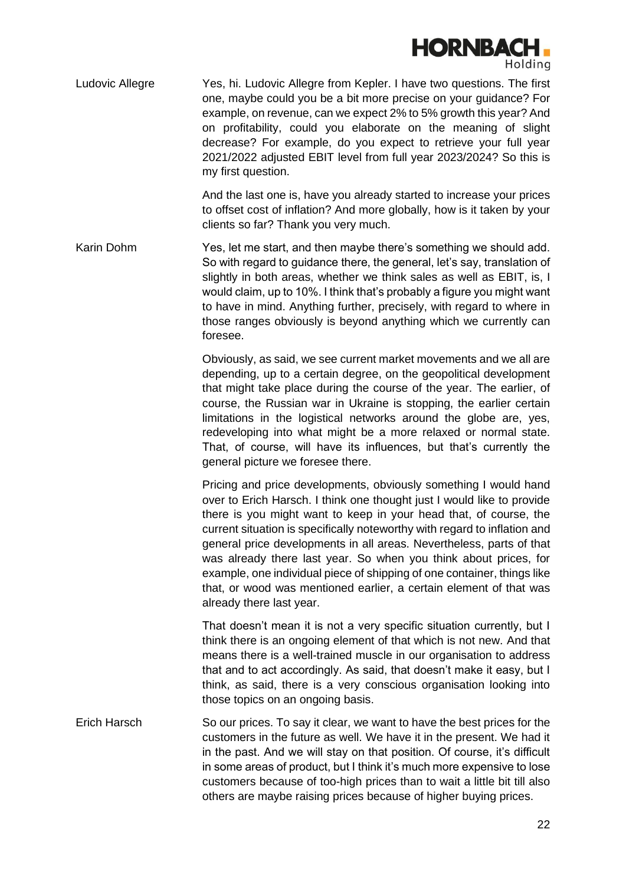**Ludovic Allegre**

Yes, hi. Ludovic Allegre from Kepler. I have two questions. The first one, maybe could you be a bit more precise on your guidance? For example, on revenue, can we expect 2% to 5% growth this year? And on profitability, could you elaborate on the meaning of slight decrease? For example, do you expect to retrieve your full year 2021/2022 adjusted EBIT level from full year 2023/2024? So this is my first question.

And the last one is, have you already started to increase your prices to offset cost of inflation? And more globally, how is it taken by your clients so far? Thank you very much.

**Karin Dohm**

Yes, let me start, and then maybe there's something we should add. So with regard to guidance there, the general, let's say, translation of slightly in both areas, whether we think sales as well as EBIT, is, I would claim, up to 10%. I think that's probably a figure you might want to have in mind. Anything further, precisely, with regard to where in those ranges obviously is beyond anything which we currently can foresee.

Obviously, as said, we see current market movements and we all are depending, up to a certain degree, on the geopolitical development that might take place during the course of the year. The earlier, of course, the Russian war in Ukraine is stopping, the earlier certain limitations in the logistical networks around the globe are, yes, redeveloping into what might be a more relaxed or normal state. That, of course, will have its influences, but that's currently the general picture we foresee there.

Pricing and price developments, obviously something I would hand over to Erich Harsch. I think one thought just I would like to provide there is you might want to keep in your head that, of course, the current situation is specifically noteworthy with regard to inflation and general price developments in all areas. Nevertheless, parts of that was already there last year. So when you think about prices, for example, one individual piece of shipping of one container, things like that, or wood was mentioned earlier, a certain element of that was already there last year.

That doesn't mean it is not a very specific situation currently, but I think there is an ongoing element of that which is not new. And that means there is a well-trained muscle in our organisation to address that and to act accordingly. As said, that doesn't make it easy, but I think, as said, there is a very conscious organisation looking into those topics on an ongoing basis.

**Erich Harsch**

So our prices. To say it clear, we want to have the best prices for the customers in the future as well. We have it in the present. We had it in the past. And we will stay on that position. Of course, it's difficult in some areas of product, but I think it's much more expensive to lose customers because of too-high prices than to wait a little bit till also others are maybe raising prices because of higher buying prices.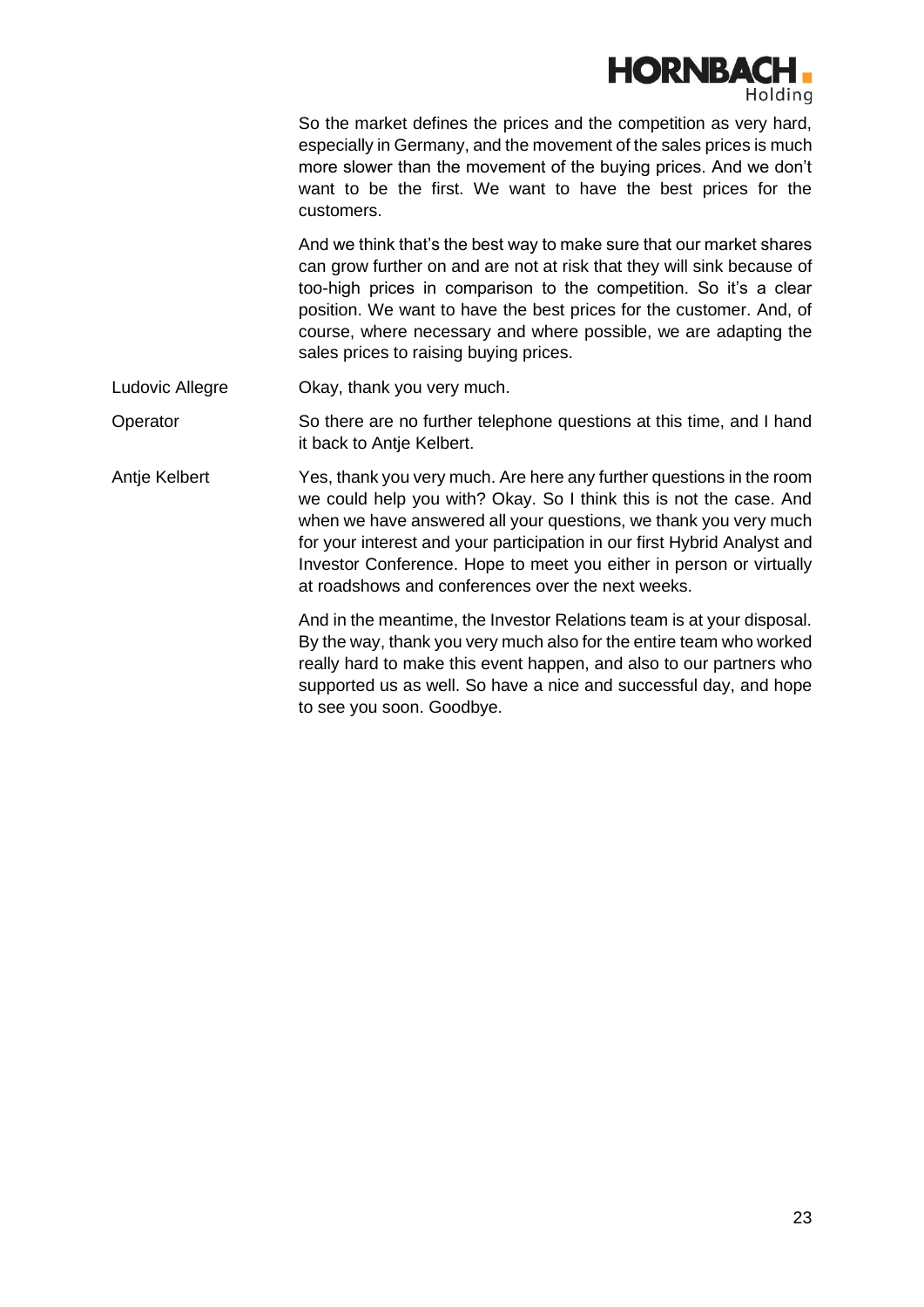So the market defines the prices and the competition as very hard, especially in Germany, and the movement of the sales prices is much more slower than the movement of the buying prices. And we don't want to be the first. We want to have the best prices for the customers.

And we think that's the best way to make sure that our market shares can grow further on and are not at risk that they will sink because of too-high prices in comparison to the competition. So it's a clear position. We want to have the best prices for the customer. And, of course, where necessary and where possible, we are adapting the sales prices to raising buying prices.

| | |
|---|---|
| Ludovic Allegre | Okay, thank you very much. |
| Operator | So there are no further telephone questions at this time, and I hand it back to Antje Kelbert. |
| Antje Kelbert | Yes, thank you very much. Are here any further questions in the room we could help you with? Okay. So I think this is not the case. And when we have answered all your questions, we thank you very much for your interest and your participation in our first Hybrid Analyst and Investor Conference. Hope to meet you either in person or virtually at roadshows and conferences over the next weeks. |

And in the meantime, the Investor Relations team is at your disposal. By the way, thank you very much also for the entire team who worked really hard to make this event happen, and also to our partners who supported us as well. So have a nice and successful day, and hope to see you soon. Goodbye.